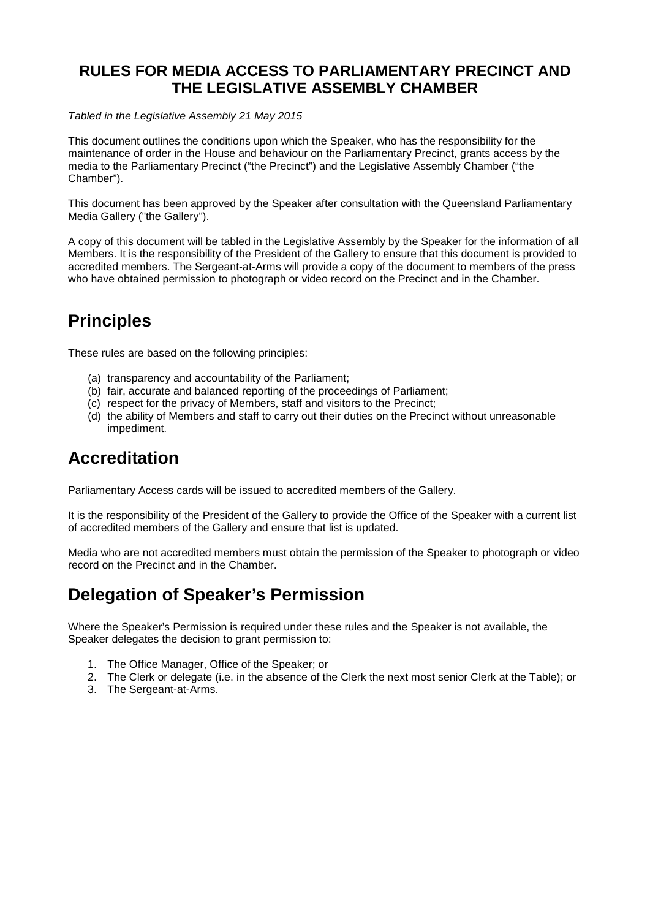# RULES FOR MEDIA ACCESS TO PARLIAMENTARY PRECINCT AND THE LEGISLATIVE ASSEMBLY CHAMBER

*Tabled in the Legislative Assembly 21 May 2015*

This document outlines the conditions upon which the Speaker, who has the responsibility for the maintenance of order in the House and behaviour on the Parliamentary Precinct, grants access by the media to the Parliamentary Precinct ("the Precinct") and the Legislative Assembly Chamber ("the Chamber").

This document has been approved by the Speaker after consultation with the Queensland Parliamentary Media Gallery ("the Gallery").

A copy of this document will be tabled in the Legislative Assembly by the Speaker for the information of all Members. It is the responsibility of the President of the Gallery to ensure that this document is provided to accredited members. The Sergeant-at-Arms will provide a copy of the document to members of the press who have obtained permission to photograph or video record on the Precinct and in the Chamber.

## Principles

These rules are based on the following principles:

(a) transparency and accountability of the Parliament;
(b) fair, accurate and balanced reporting of the proceedings of Parliament;
(c) respect for the privacy of Members, staff and visitors to the Precinct;
(d) the ability of Members and staff to carry out their duties on the Precinct without unreasonable impediment.

## Accreditation

Parliamentary Access cards will be issued to accredited members of the Gallery.

It is the responsibility of the President of the Gallery to provide the Office of the Speaker with a current list of accredited members of the Gallery and ensure that list is updated.

Media who are not accredited members must obtain the permission of the Speaker to photograph or video record on the Precinct and in the Chamber.

## Delegation of Speaker's Permission

Where the Speaker's Permission is required under these rules and the Speaker is not available, the Speaker delegates the decision to grant permission to:

1. The Office Manager, Office of the Speaker; or
2. The Clerk or delegate (i.e. in the absence of the Clerk the next most senior Clerk at the Table); or
3. The Sergeant-at-Arms.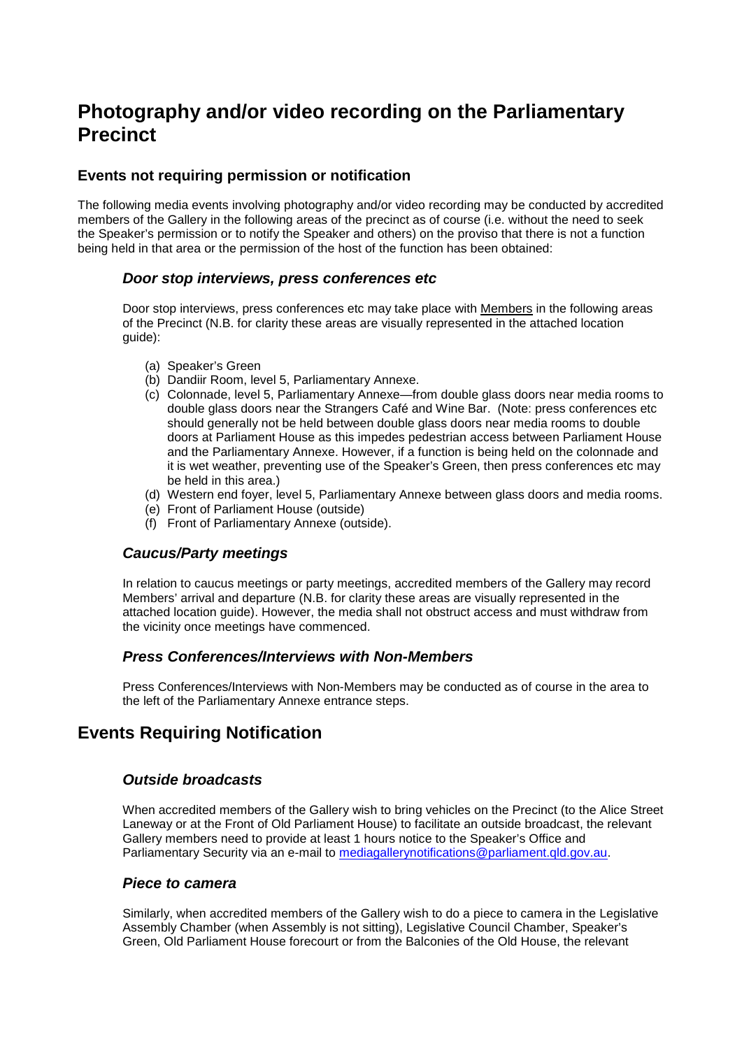# Photography and/or video recording on the Parliamentary Precinct

## Events not requiring permission or notification

The following media events involving photography and/or video recording may be conducted by accredited members of the Gallery in the following areas of the precinct as of course (i.e. without the need to seek the Speaker's permission or to notify the Speaker and others) on the proviso that there is not a function being held in that area or the permission of the host of the function has been obtained:

### *Door stop interviews, press conferences etc*

Door stop interviews, press conferences etc may take place with Members in the following areas of the Precinct (N.B. for clarity these areas are visually represented in the attached location guide):

(a) Speaker's Green
(b) Dandiir Room, level 5, Parliamentary Annexe.
(c) Colonnade, level 5, Parliamentary Annexe—from double glass doors near media rooms to double glass doors near the Strangers Café and Wine Bar. (Note: press conferences etc should generally not be held between double glass doors near media rooms to double doors at Parliament House as this impedes pedestrian access between Parliament House and the Parliamentary Annexe. However, if a function is being held on the colonnade and it is wet weather, preventing use of the Speaker's Green, then press conferences etc may be held in this area.)
(d) Western end foyer, level 5, Parliamentary Annexe between glass doors and media rooms.
(e) Front of Parliament House (outside)
(f) Front of Parliamentary Annexe (outside).

### *Caucus/Party meetings*

In relation to caucus meetings or party meetings, accredited members of the Gallery may record Members' arrival and departure (N.B. for clarity these areas are visually represented in the attached location guide). However, the media shall not obstruct access and must withdraw from the vicinity once meetings have commenced.

### *Press Conferences/Interviews with Non-Members*

Press Conferences/Interviews with Non-Members may be conducted as of course in the area to the left of the Parliamentary Annexe entrance steps.

## Events Requiring Notification

### *Outside broadcasts*

When accredited members of the Gallery wish to bring vehicles on the Precinct (to the Alice Street Laneway or at the Front of Old Parliament House) to facilitate an outside broadcast, the relevant Gallery members need to provide at least 1 hours notice to the Speaker's Office and Parliamentary Security via an e-mail to mediagallerynotifications@parliament.qld.gov.au.

### *Piece to camera*

Similarly, when accredited members of the Gallery wish to do a piece to camera in the Legislative Assembly Chamber (when Assembly is not sitting), Legislative Council Chamber, Speaker's Green, Old Parliament House forecourt or from the Balconies of the Old House, the relevant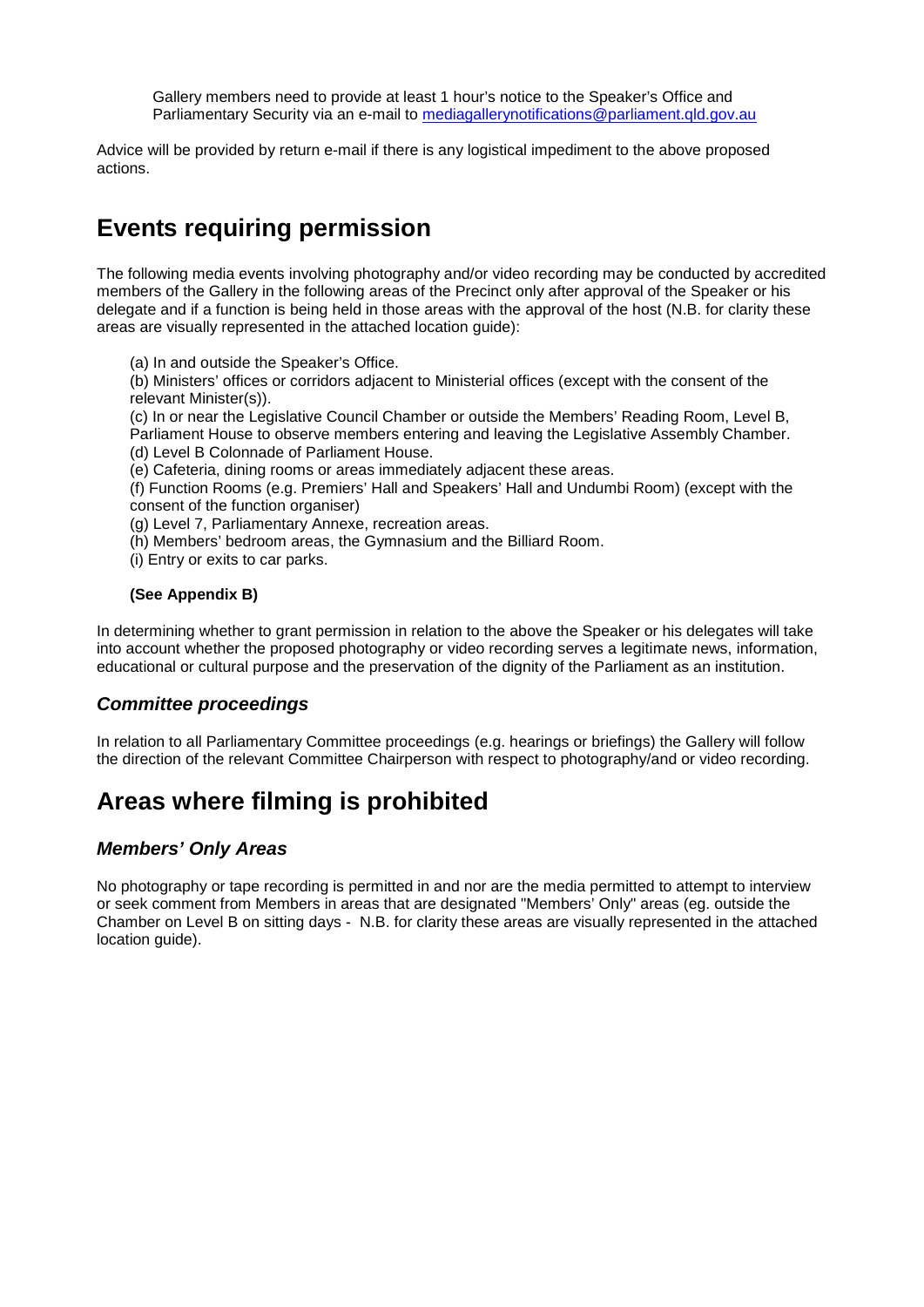Gallery members need to provide at least 1 hour's notice to the Speaker's Office and Parliamentary Security via an e-mail to mediagallerynotifications@parliament.qld.gov.au

Advice will be provided by return e-mail if there is any logistical impediment to the above proposed actions.

## Events requiring permission

The following media events involving photography and/or video recording may be conducted by accredited members of the Gallery in the following areas of the Precinct only after approval of the Speaker or his delegate and if a function is being held in those areas with the approval of the host (N.B. for clarity these areas are visually represented in the attached location guide):

(a) In and outside the Speaker's Office.
(b) Ministers' offices or corridors adjacent to Ministerial offices (except with the consent of the relevant Minister(s)).
(c) In or near the Legislative Council Chamber or outside the Members' Reading Room, Level B, Parliament House to observe members entering and leaving the Legislative Assembly Chamber.
(d) Level B Colonnade of Parliament House.
(e) Cafeteria, dining rooms or areas immediately adjacent these areas.
(f) Function Rooms (e.g. Premiers' Hall and Speakers' Hall and Undumbi Room) (except with the consent of the function organiser)
(g) Level 7, Parliamentary Annexe, recreation areas.
(h) Members' bedroom areas, the Gymnasium and the Billiard Room.
(i) Entry or exits to car parks.

**(See Appendix B)**

In determining whether to grant permission in relation to the above the Speaker or his delegates will take into account whether the proposed photography or video recording serves a legitimate news, information, educational or cultural purpose and the preservation of the dignity of the Parliament as an institution.

### *Committee proceedings*

In relation to all Parliamentary Committee proceedings (e.g. hearings or briefings) the Gallery will follow the direction of the relevant Committee Chairperson with respect to photography/and or video recording.

## Areas where filming is prohibited

### *Members' Only Areas*

No photography or tape recording is permitted in and nor are the media permitted to attempt to interview or seek comment from Members in areas that are designated "Members' Only" areas (eg. outside the Chamber on Level B on sitting days - N.B. for clarity these areas are visually represented in the attached location guide).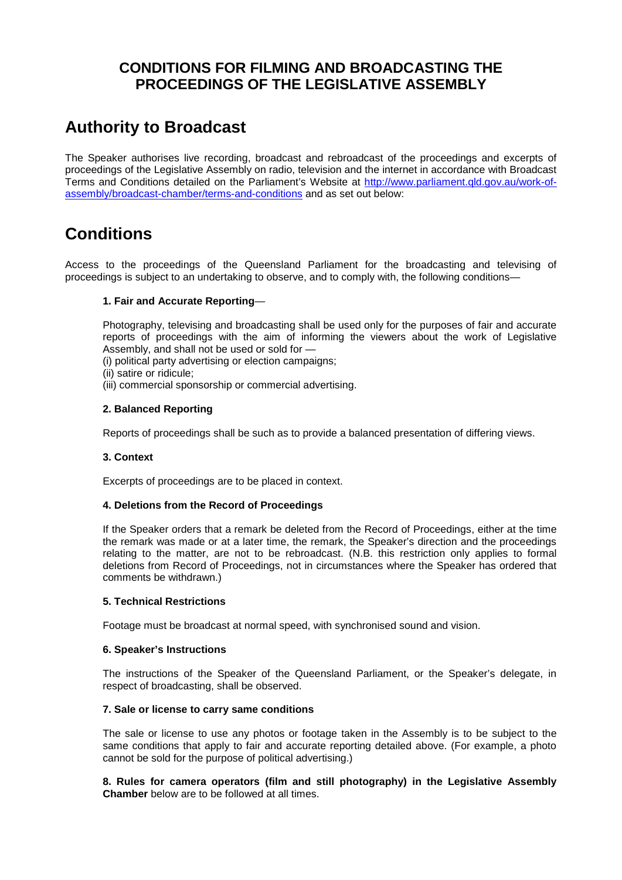# CONDITIONS FOR FILMING AND BROADCASTING THE PROCEEDINGS OF THE LEGISLATIVE ASSEMBLY

## Authority to Broadcast

The Speaker authorises live recording, broadcast and rebroadcast of the proceedings and excerpts of proceedings of the Legislative Assembly on radio, television and the internet in accordance with Broadcast Terms and Conditions detailed on the Parliament's Website at [http://www.parliament.qld.gov.au/work-of-assembly/broadcast-chamber/terms-and-conditions](http://www.parliament.qld.gov.au/work-of-assembly/broadcast-chamber/terms-and-conditions) and as set out below:

## Conditions

Access to the proceedings of the Queensland Parliament for the broadcasting and televising of proceedings is subject to an undertaking to observe, and to comply with, the following conditions—

**1. Fair and Accurate Reporting**—

Photography, televising and broadcasting shall be used only for the purposes of fair and accurate reports of proceedings with the aim of informing the viewers about the work of Legislative Assembly, and shall not be used or sold for —

(i) political party advertising or election campaigns;
(ii) satire or ridicule;
(iii) commercial sponsorship or commercial advertising.

**2. Balanced Reporting**

Reports of proceedings shall be such as to provide a balanced presentation of differing views.

**3. Context**

Excerpts of proceedings are to be placed in context.

**4. Deletions from the Record of Proceedings**

If the Speaker orders that a remark be deleted from the Record of Proceedings, either at the time the remark was made or at a later time, the remark, the Speaker's direction and the proceedings relating to the matter, are not to be rebroadcast. (N.B. this restriction only applies to formal deletions from Record of Proceedings, not in circumstances where the Speaker has ordered that comments be withdrawn.)

**5. Technical Restrictions**

Footage must be broadcast at normal speed, with synchronised sound and vision.

**6. Speaker's Instructions**

The instructions of the Speaker of the Queensland Parliament, or the Speaker's delegate, in respect of broadcasting, shall be observed.

**7. Sale or license to carry same conditions**

The sale or license to use any photos or footage taken in the Assembly is to be subject to the same conditions that apply to fair and accurate reporting detailed above. (For example, a photo cannot be sold for the purpose of political advertising.)

**8. Rules for camera operators (film and still photography) in the Legislative Assembly Chamber** below are to be followed at all times.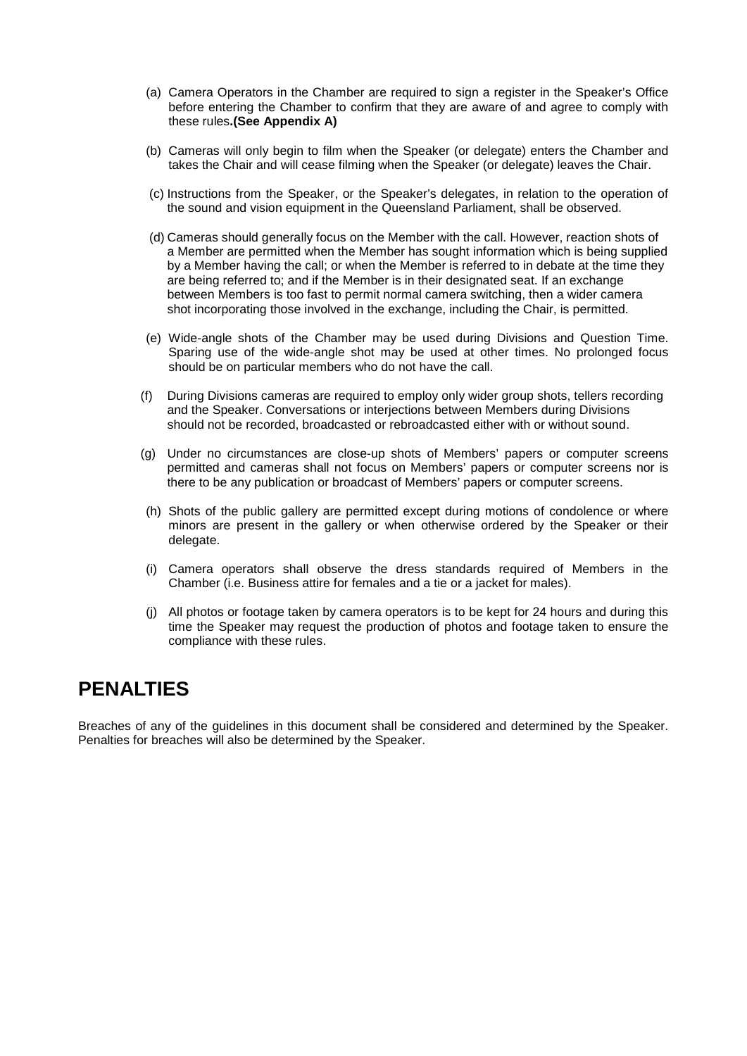(a) Camera Operators in the Chamber are required to sign a register in the Speaker's Office before entering the Chamber to confirm that they are aware of and agree to comply with these rules**.(See Appendix A)**

(b) Cameras will only begin to film when the Speaker (or delegate) enters the Chamber and takes the Chair and will cease filming when the Speaker (or delegate) leaves the Chair.

(c) Instructions from the Speaker, or the Speaker's delegates, in relation to the operation of the sound and vision equipment in the Queensland Parliament, shall be observed.

(d) Cameras should generally focus on the Member with the call. However, reaction shots of a Member are permitted when the Member has sought information which is being supplied by a Member having the call; or when the Member is referred to in debate at the time they are being referred to; and if the Member is in their designated seat. If an exchange between Members is too fast to permit normal camera switching, then a wider camera shot incorporating those involved in the exchange, including the Chair, is permitted.

(e) Wide-angle shots of the Chamber may be used during Divisions and Question Time. Sparing use of the wide-angle shot may be used at other times. No prolonged focus should be on particular members who do not have the call.

(f) During Divisions cameras are required to employ only wider group shots, tellers recording and the Speaker. Conversations or interjections between Members during Divisions should not be recorded, broadcasted or rebroadcasted either with or without sound.

(g) Under no circumstances are close-up shots of Members' papers or computer screens permitted and cameras shall not focus on Members' papers or computer screens nor is there to be any publication or broadcast of Members' papers or computer screens.

(h) Shots of the public gallery are permitted except during motions of condolence or where minors are present in the gallery or when otherwise ordered by the Speaker or their delegate.

(i) Camera operators shall observe the dress standards required of Members in the Chamber (i.e. Business attire for females and a tie or a jacket for males).

(j) All photos or footage taken by camera operators is to be kept for 24 hours and during this time the Speaker may request the production of photos and footage taken to ensure the compliance with these rules.

# PENALTIES

Breaches of any of the guidelines in this document shall be considered and determined by the Speaker. Penalties for breaches will also be determined by the Speaker.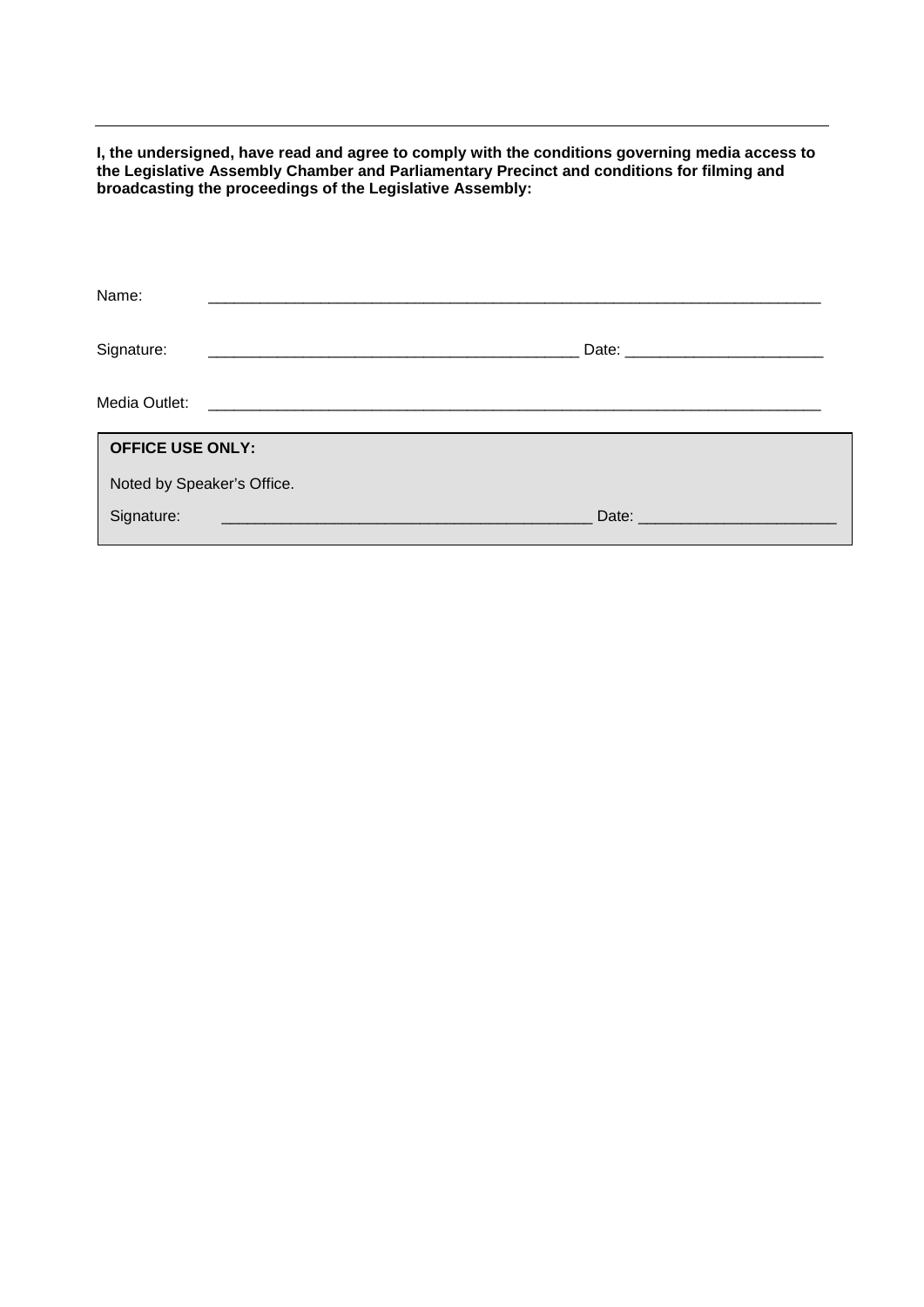---

**I, the undersigned, have read and agree to comply with the conditions governing media access to the Legislative Assembly Chamber and Parliamentary Precinct and conditions for filming and broadcasting the proceedings of the Legislative Assembly:**

Name: ______________________________________________________________________

Signature: ____________________________________________ Date: _______________________

Media Outlet: ______________________________________________________________________

| **OFFICE USE ONLY:** |
|---|
| Noted by Speaker's Office. |
| Signature: ___________________________________________ Date: ______________________ |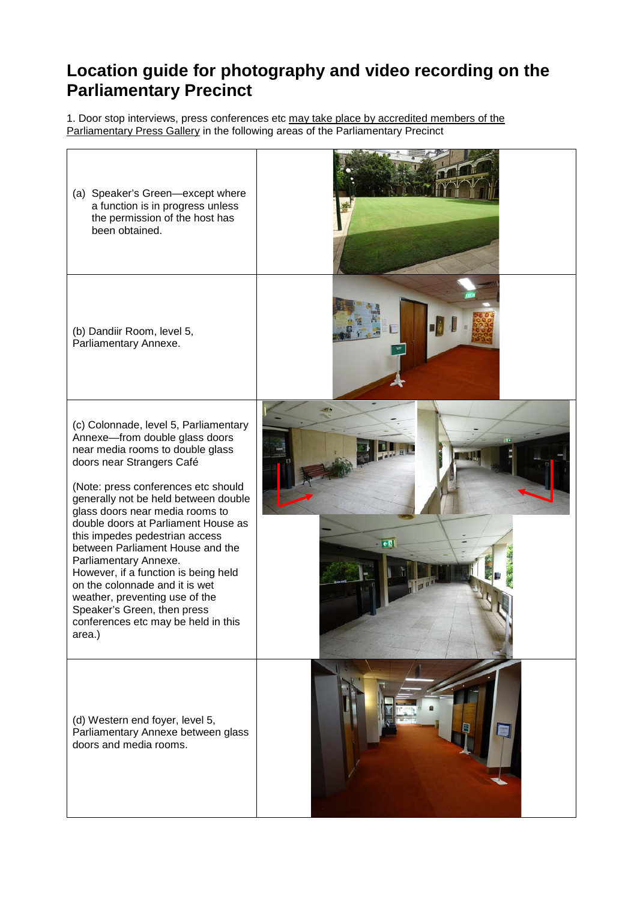# Location guide for photography and video recording on the Parliamentary Precinct

1. Door stop interviews, press conferences etc may take place by accredited members of the Parliamentary Press Gallery in the following areas of the Parliamentary Precinct

| Area | |
|---|---|
| (a) Speaker's Green—except where a function is in progress unless the permission of the host has been obtained. | |
| (b) Dandiir Room, level 5, Parliamentary Annexe. | |
| (c) Colonnade, level 5, Parliamentary Annexe—from double glass doors near media rooms to double glass doors near Strangers Café<br><br>(Note: press conferences etc should generally not be held between double glass doors near media rooms to double doors at Parliament House as this impedes pedestrian access between Parliament House and the Parliamentary Annexe. However, if a function is being held on the colonnade and it is wet weather, preventing use of the Speaker's Green, then press conferences etc may be held in this area.) | |
| (d) Western end foyer, level 5, Parliamentary Annexe between glass doors and media rooms. | |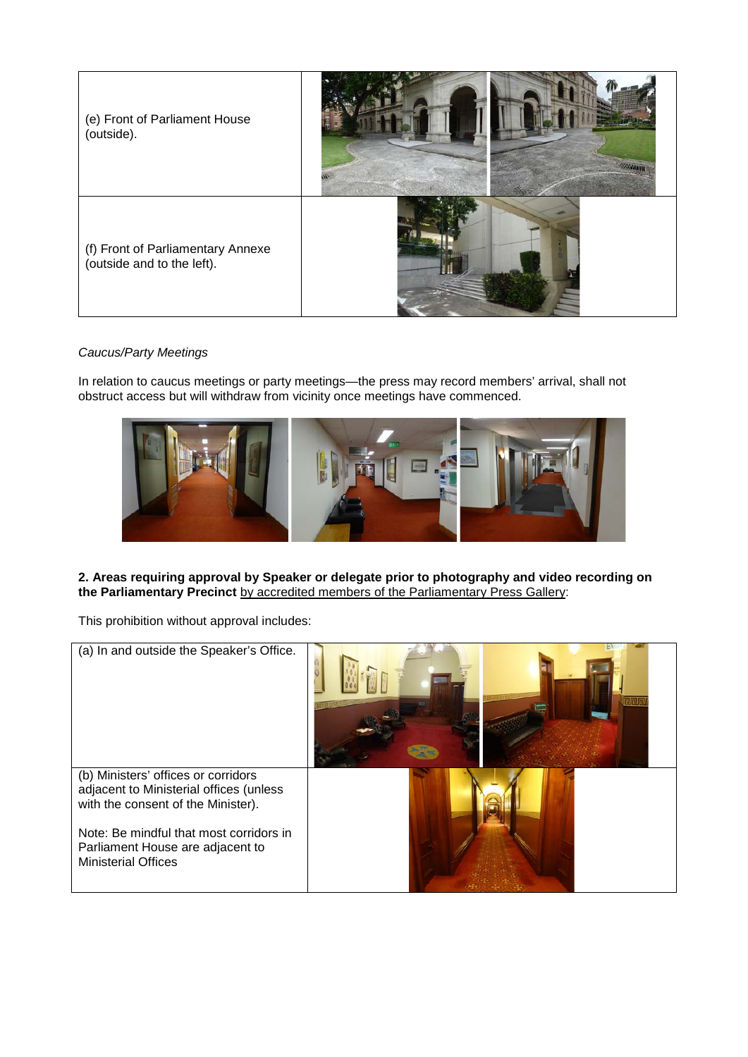| | |
|---|---|
| (e) Front of Parliament House (outside). | |
| (f) Front of Parliamentary Annexe (outside and to the left). | |

*Caucus/Party Meetings*

In relation to caucus meetings or party meetings—the press may record members' arrival, shall not obstruct access but will withdraw from vicinity once meetings have commenced.

**2. Areas requiring approval by Speaker or delegate prior to photography and video recording on the Parliamentary Precinct** by accredited members of the Parliamentary Press Gallery:

This prohibition without approval includes:

| | |
|---|---|
| (a) In and outside the Speaker's Office. | |
| (b) Ministers' offices or corridors adjacent to Ministerial offices (unless with the consent of the Minister).<br><br>Note: Be mindful that most corridors in Parliament House are adjacent to Ministerial Offices | |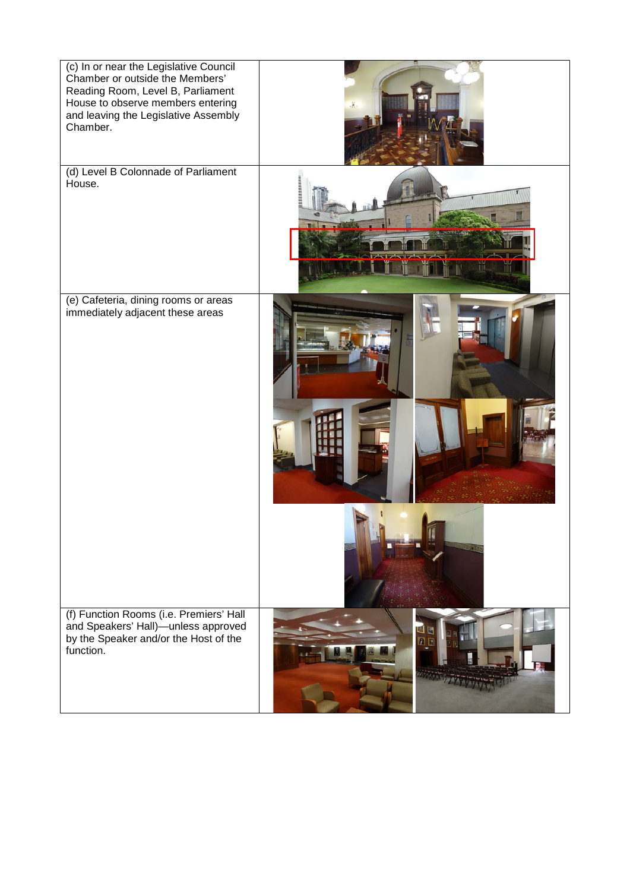| | |
|---|---|
| (c) In or near the Legislative Council Chamber or outside the Members' Reading Room, Level B, Parliament House to observe members entering and leaving the Legislative Assembly Chamber. | |
| (d) Level B Colonnade of Parliament House. | |
| (e) Cafeteria, dining rooms or areas immediately adjacent these areas | |
| (f) Function Rooms (i.e. Premiers' Hall and Speakers' Hall)—unless approved by the Speaker and/or the Host of the function. | |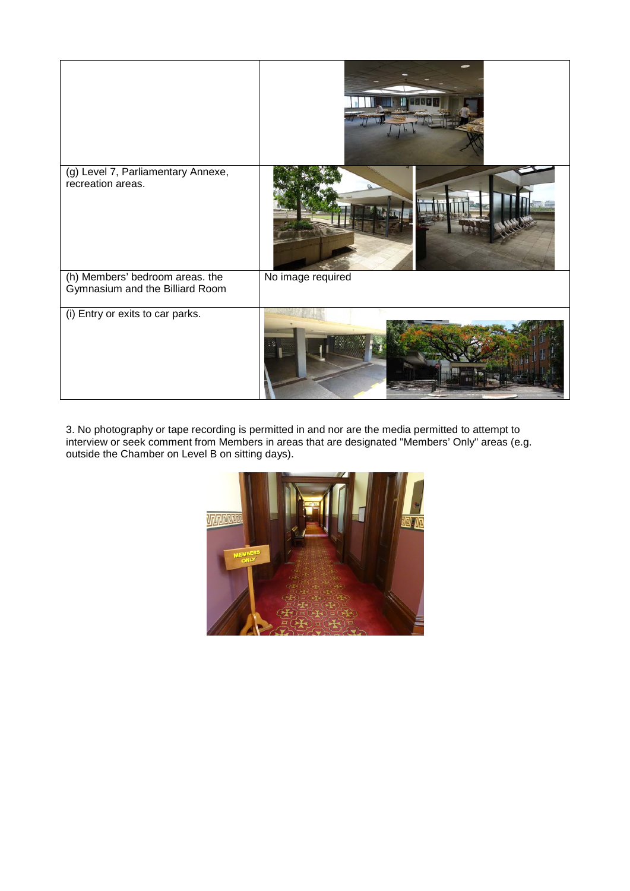| | |
|---|---|
| | |
| (g) Level 7, Parliamentary Annexe, recreation areas. | |
| (h) Members' bedroom areas. the Gymnasium and the Billiard Room | No image required |
| (i) Entry or exits to car parks. | |

3. No photography or tape recording is permitted in and nor are the media permitted to attempt to interview or seek comment from Members in areas that are designated "Members' Only" areas (e.g. outside the Chamber on Level B on sitting days).